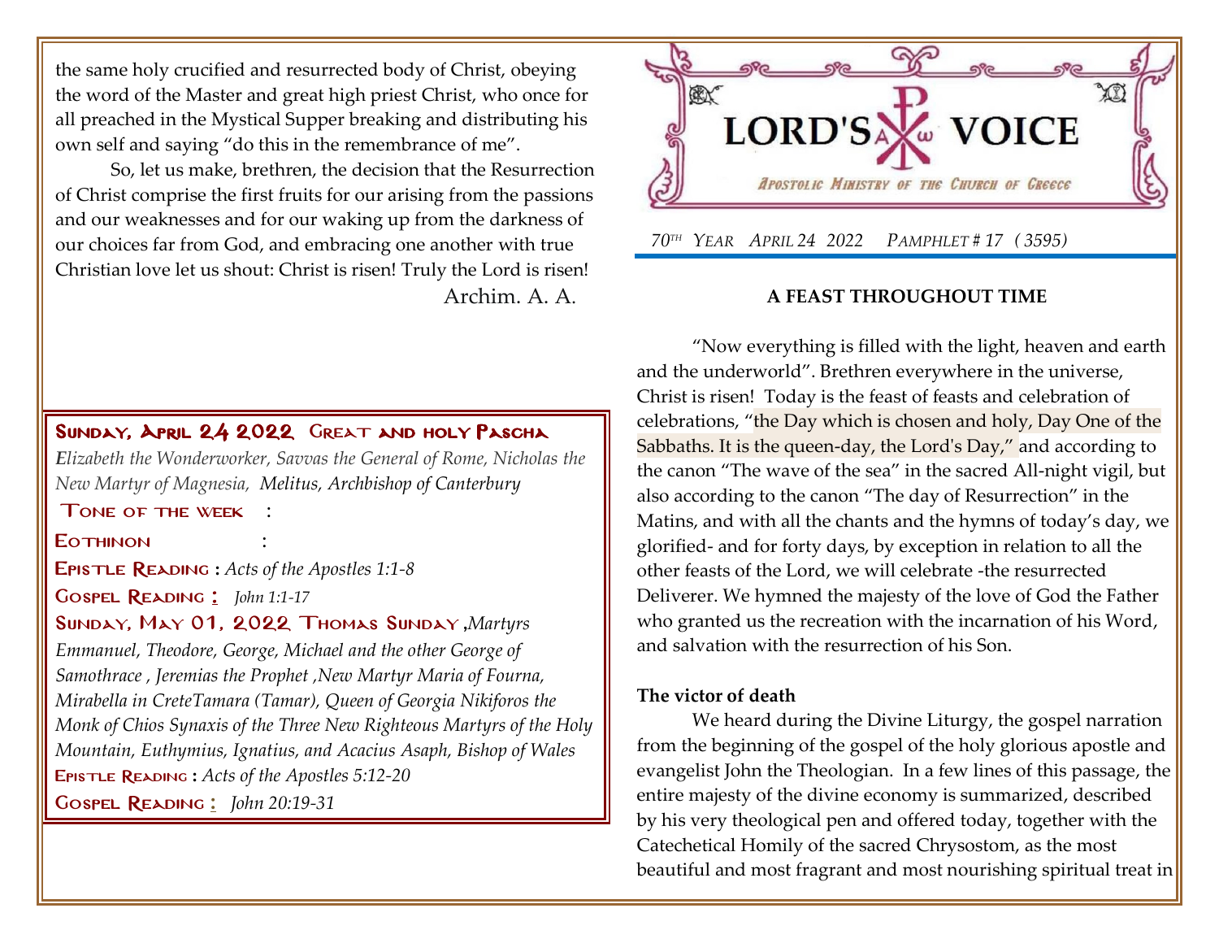# LORD'S VOICE

*Apostolic Ministry of the Church of Greece*

*70th Year April 24 2022 Pamphlet # 17 (3595)*

## A FEAST THROUGHOUT TIME

"Now everything is filled with the light, heaven and earth and the underworld". Brethren everywhere in the universe, Christ is risen! Today is the feast of feasts and celebration of celebrations, "the Day which is chosen and holy, Day One of the Sabbaths. It is the queen-day, the Lord's Day," and according to the canon "The wave of the sea" in the sacred All-night vigil, but also according to the canon "The day of Resurrection" in the Matins, and with all the chants and the hymns of today's day, we glorified- and for forty days, by exception in relation to all the other feasts of the Lord, we will celebrate -the resurrected Deliverer. We hymned the majesty of the love of God the Father who granted us the recreation with the incarnation of his Word, and salvation with the resurrection of his Son.

### The victor of death

We heard during the Divine Liturgy, the gospel narration from the beginning of the gospel of the holy glorious apostle and evangelist John the Theologian. In a few lines of this passage, the entire majesty of the divine economy is summarized, described by his very theological pen and offered today, together with the Catechetical Homily of the sacred Chrysostom, as the most beautiful and most fragrant and most nourishing spiritual treat in

the same holy crucified and resurrected body of Christ, obeying the word of the Master and great high priest Christ, who once for all preached in the Mystical Supper breaking and distributing his own self and saying "do this in the remembrance of me".

So, let us make, brethren, the decision that the Resurrection of Christ comprise the first fruits for our arising from the passions and our weaknesses and for our waking up from the darkness of our choices far from God, and embracing one another with true Christian love let us shout: Christ is risen! Truly the Lord is risen!

Archim. A. A.

---

**Sunday, April 24 2022 Great and holy Pascha**
*Elizabeth the Wonderworker, Savvas the General of Rome, Nicholas the New Martyr of Magnesia,* *Melitus, Archbishop of Canterbury*

**Tone of the week** :

**Eothinon** :

**Epistle Reading :** *Acts of the Apostles 1:1-8*

**Gospel Reading :** *John 1:1-17*

**Sunday, May 01, 2022 Thomas Sunday ,***Martyrs Emmanuel, Theodore, George, Michael and the other George of Samothrace , Jeremias the Prophet ,New Martyr Maria of Fourna, Mirabella in CreteTamara (Tamar), Queen of Georgia Nikiforos the Monk of Chios Synaxis of the Three New Righteous Martyrs of the Holy Mountain, Euthymius, Ignatius, and Acacius Asaph, Bishop of Wales*

**Epistle Reading :** *Acts of the Apostles 5:12-20*

**Gospel Reading :** *John 20:19-31*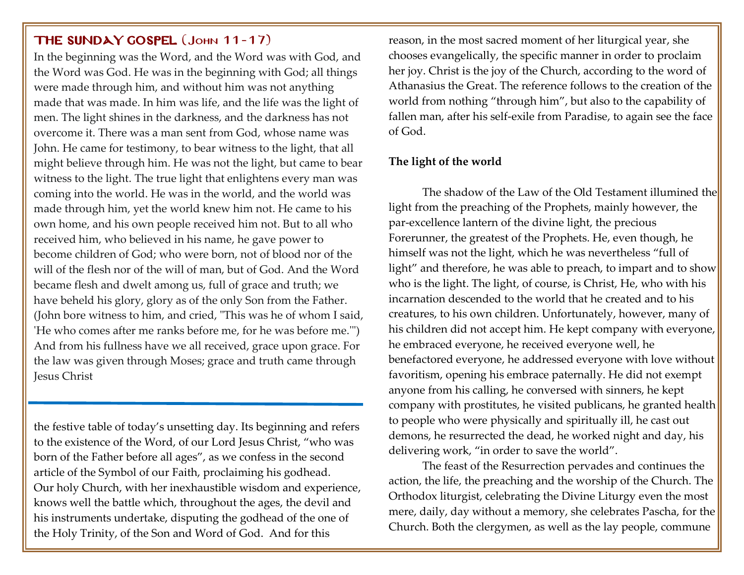## THE SUNDAY GOSPEL (John 11-17)

In the beginning was the Word, and the Word was with God, and the Word was God. He was in the beginning with God; all things were made through him, and without him was not anything made that was made. In him was life, and the life was the light of men. The light shines in the darkness, and the darkness has not overcome it. There was a man sent from God, whose name was John. He came for testimony, to bear witness to the light, that all might believe through him. He was not the light, but came to bear witness to the light. The true light that enlightens every man was coming into the world. He was in the world, and the world was made through him, yet the world knew him not. He came to his own home, and his own people received him not. But to all who received him, who believed in his name, he gave power to become children of God; who were born, not of blood nor of the will of the flesh nor of the will of man, but of God. And the Word became flesh and dwelt among us, full of grace and truth; we have beheld his glory, glory as of the only Son from the Father. (John bore witness to him, and cried, "This was he of whom I said, 'He who comes after me ranks before me, for he was before me.'") And from his fullness have we all received, grace upon grace. For the law was given through Moses; grace and truth came through Jesus Christ

---

the festive table of today's unsetting day. Its beginning and refers to the existence of the Word, of our Lord Jesus Christ, "who was born of the Father before all ages", as we confess in the second article of the Symbol of our Faith, proclaiming his godhead. Our holy Church, with her inexhaustible wisdom and experience, knows well the battle which, throughout the ages, the devil and his instruments undertake, disputing the godhead of the one of the Holy Trinity, of the Son and Word of God. And for this reason, in the most sacred moment of her liturgical year, she chooses evangelically, the specific manner in order to proclaim her joy. Christ is the joy of the Church, according to the word of Athanasius the Great. The reference follows to the creation of the world from nothing "through him", but also to the capability of fallen man, after his self-exile from Paradise, to again see the face of God.

**The light of the world**

The shadow of the Law of the Old Testament illumined the light from the preaching of the Prophets, mainly however, the par-excellence lantern of the divine light, the precious Forerunner, the greatest of the Prophets. He, even though, he himself was not the light, which he was nevertheless "full of light" and therefore, he was able to preach, to impart and to show who is the light. The light, of course, is Christ, He, who with his incarnation descended to the world that he created and to his creatures, to his own children. Unfortunately, however, many of his children did not accept him. He kept company with everyone, he embraced everyone, he received everyone well, he benefactored everyone, he addressed everyone with love without favoritism, opening his embrace paternally. He did not exempt anyone from his calling, he conversed with sinners, he kept company with prostitutes, he visited publicans, he granted health to people who were physically and spiritually ill, he cast out demons, he resurrected the dead, he worked night and day, his delivering work, "in order to save the world".

The feast of the Resurrection pervades and continues the action, the life, the preaching and the worship of the Church. The Orthodox liturgist, celebrating the Divine Liturgy even the most mere, daily, day without a memory, she celebrates Pascha, for the Church. Both the clergymen, as well as the lay people, commune